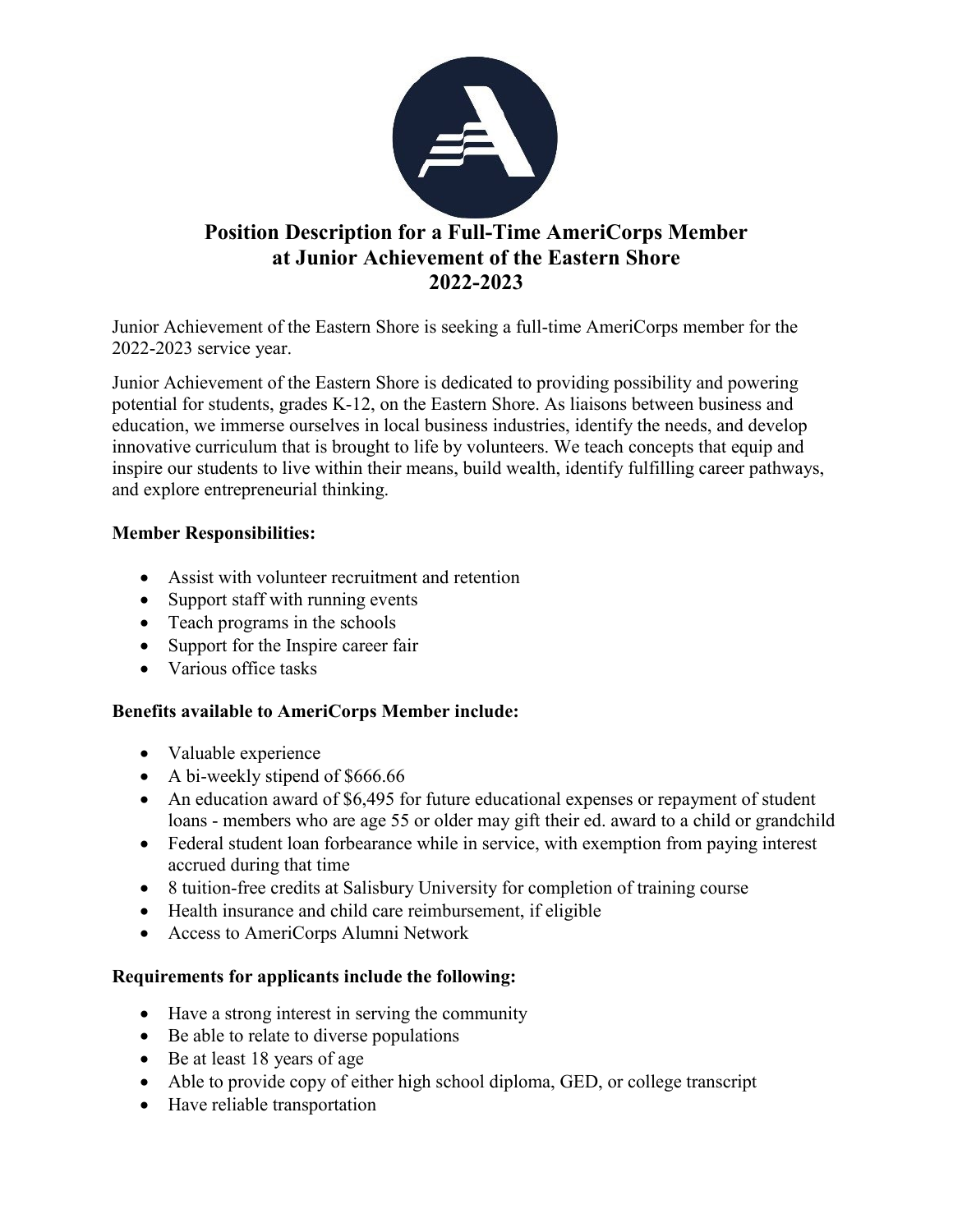# Position Description for a Full-Time AmeriCorps Member at Junior Achievement of the Eastern Shore 2022-2023

Junior Achievement of the Eastern Shore is seeking a full-time AmeriCorps member for the 2022-2023 service year.

Junior Achievement of the Eastern Shore is dedicated to providing possibility and powering potential for students, grades K-12, on the Eastern Shore. As liaisons between business and education, we immerse ourselves in local business industries, identify the needs, and develop innovative curriculum that is brought to life by volunteers. We teach concepts that equip and inspire our students to live within their means, build wealth, identify fulfilling career pathways, and explore entrepreneurial thinking.

**Member Responsibilities:**

- Assist with volunteer recruitment and retention
- Support staff with running events
- Teach programs in the schools
- Support for the Inspire career fair
- Various office tasks

**Benefits available to AmeriCorps Member include:**

- Valuable experience
- A bi-weekly stipend of $666.66
- An education award of $6,495 for future educational expenses or repayment of student loans - members who are age 55 or older may gift their ed. award to a child or grandchild
- Federal student loan forbearance while in service, with exemption from paying interest accrued during that time
- 8 tuition-free credits at Salisbury University for completion of training course
- Health insurance and child care reimbursement, if eligible
- Access to AmeriCorps Alumni Network

**Requirements for applicants include the following:**

- Have a strong interest in serving the community
- Be able to relate to diverse populations
- Be at least 18 years of age
- Able to provide copy of either high school diploma, GED, or college transcript
- Have reliable transportation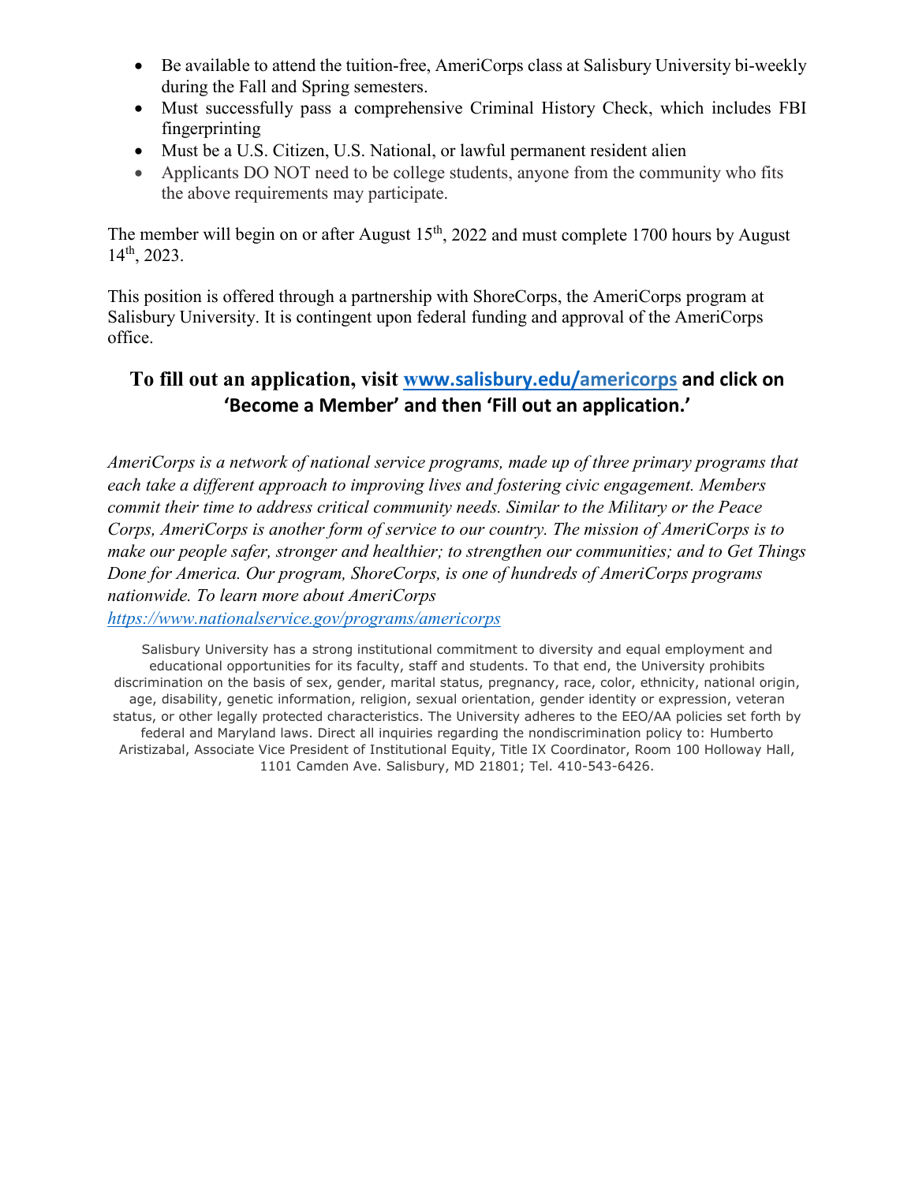- Be available to attend the tuition-free, AmeriCorps class at Salisbury University bi-weekly during the Fall and Spring semesters.
- Must successfully pass a comprehensive Criminal History Check, which includes FBI fingerprinting
- Must be a U.S. Citizen, U.S. National, or lawful permanent resident alien
- Applicants DO NOT need to be college students, anyone from the community who fits the above requirements may participate.

The member will begin on or after August 15th, 2022 and must complete 1700 hours by August 14th, 2023.

This position is offered through a partnership with ShoreCorps, the AmeriCorps program at Salisbury University. It is contingent upon federal funding and approval of the AmeriCorps office.

**To fill out an application, visit [www.salisbury.edu/americorps](http://www.salisbury.edu/americorps) and click on 'Become a Member' and then 'Fill out an application.'**

*AmeriCorps is a network of national service programs, made up of three primary programs that each take a different approach to improving lives and fostering civic engagement. Members commit their time to address critical community needs. Similar to the Military or the Peace Corps, AmeriCorps is another form of service to our country. The mission of AmeriCorps is to make our people safer, stronger and healthier; to strengthen our communities; and to Get Things Done for America. Our program, ShoreCorps, is one of hundreds of AmeriCorps programs nationwide. To learn more about AmeriCorps [https://www.nationalservice.gov/programs/americorps](https://www.nationalservice.gov/programs/americorps)*

Salisbury University has a strong institutional commitment to diversity and equal employment and educational opportunities for its faculty, staff and students. To that end, the University prohibits discrimination on the basis of sex, gender, marital status, pregnancy, race, color, ethnicity, national origin, age, disability, genetic information, religion, sexual orientation, gender identity or expression, veteran status, or other legally protected characteristics. The University adheres to the EEO/AA policies set forth by federal and Maryland laws. Direct all inquiries regarding the nondiscrimination policy to: Humberto Aristizabal, Associate Vice President of Institutional Equity, Title IX Coordinator, Room 100 Holloway Hall, 1101 Camden Ave. Salisbury, MD 21801; Tel. 410-543-6426.